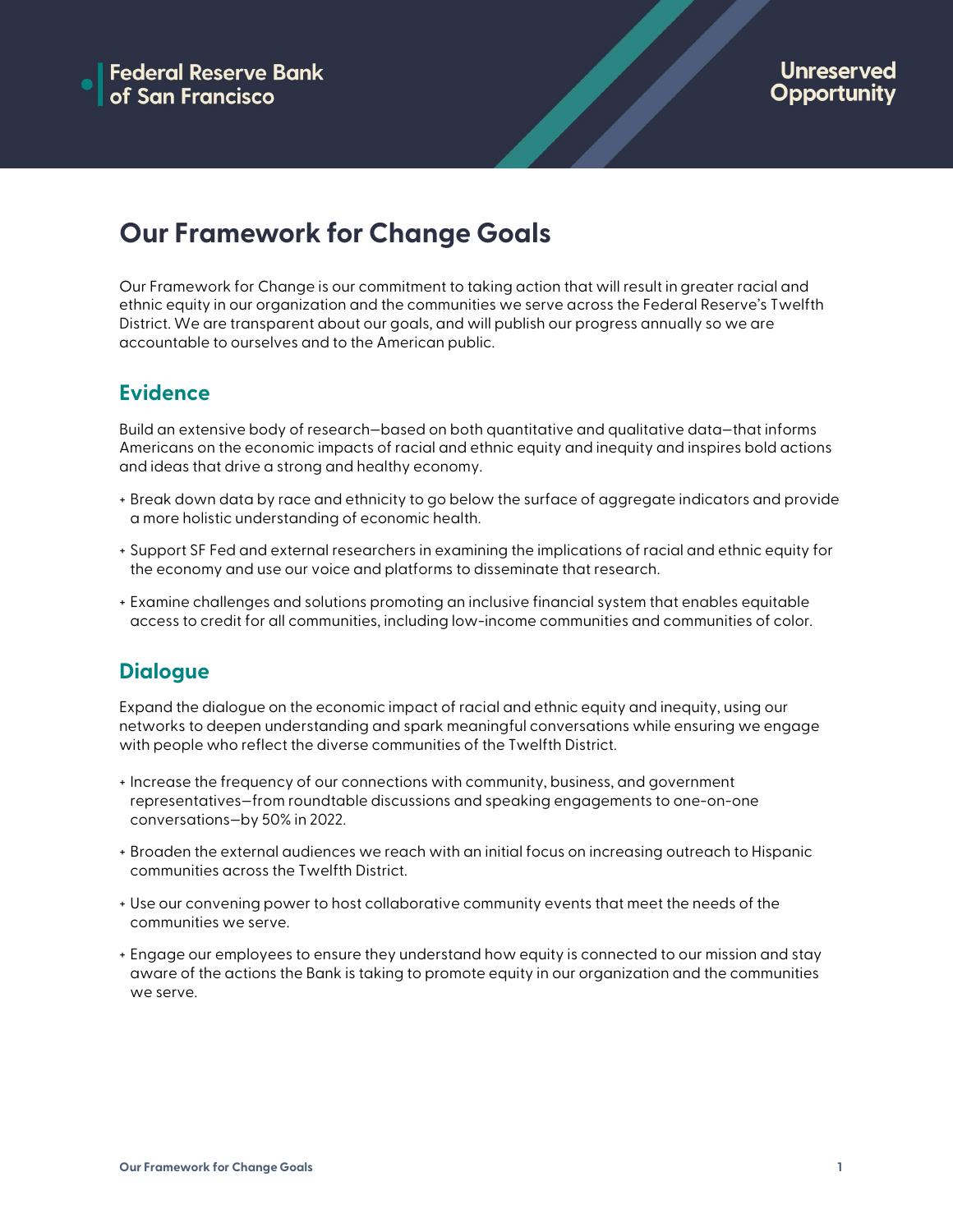Federal Reserve Bank of San Francisco

Unreserved Opportunity

# Our Framework for Change Goals

Our Framework for Change is our commitment to taking action that will result in greater racial and ethnic equity in our organization and the communities we serve across the Federal Reserve's Twelfth District. We are transparent about our goals, and will publish our progress annually so we are accountable to ourselves and to the American public.

## Evidence

Build an extensive body of research—based on both quantitative and qualitative data—that informs Americans on the economic impacts of racial and ethnic equity and inequity and inspires bold actions and ideas that drive a strong and healthy economy.

- Break down data by race and ethnicity to go below the surface of aggregate indicators and provide a more holistic understanding of economic health.
- Support SF Fed and external researchers in examining the implications of racial and ethnic equity for the economy and use our voice and platforms to disseminate that research.
- Examine challenges and solutions promoting an inclusive financial system that enables equitable access to credit for all communities, including low-income communities and communities of color.

## Dialogue

Expand the dialogue on the economic impact of racial and ethnic equity and inequity, using our networks to deepen understanding and spark meaningful conversations while ensuring we engage with people who reflect the diverse communities of the Twelfth District.

- Increase the frequency of our connections with community, business, and government representatives—from roundtable discussions and speaking engagements to one-on-one conversations—by 50% in 2022.
- Broaden the external audiences we reach with an initial focus on increasing outreach to Hispanic communities across the Twelfth District.
- Use our convening power to host collaborative community events that meet the needs of the communities we serve.
- Engage our employees to ensure they understand how equity is connected to our mission and stay aware of the actions the Bank is taking to promote equity in our organization and the communities we serve.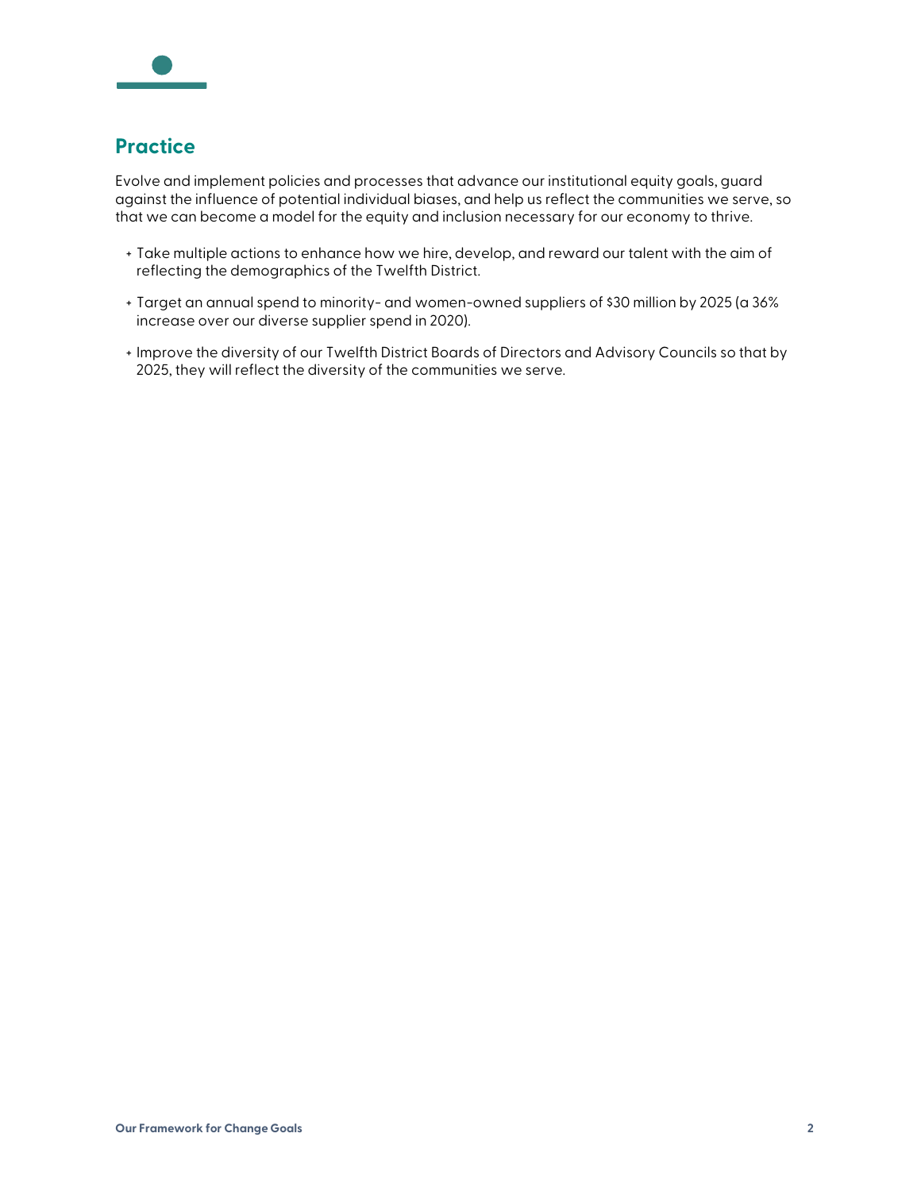## Practice

Evolve and implement policies and processes that advance our institutional equity goals, guard against the influence of potential individual biases, and help us reflect the communities we serve, so that we can become a model for the equity and inclusion necessary for our economy to thrive.

- Take multiple actions to enhance how we hire, develop, and reward our talent with the aim of reflecting the demographics of the Twelfth District.
- Target an annual spend to minority- and women-owned suppliers of $30 million by 2025 (a 36% increase over our diverse supplier spend in 2020).
- Improve the diversity of our Twelfth District Boards of Directors and Advisory Councils so that by 2025, they will reflect the diversity of the communities we serve.